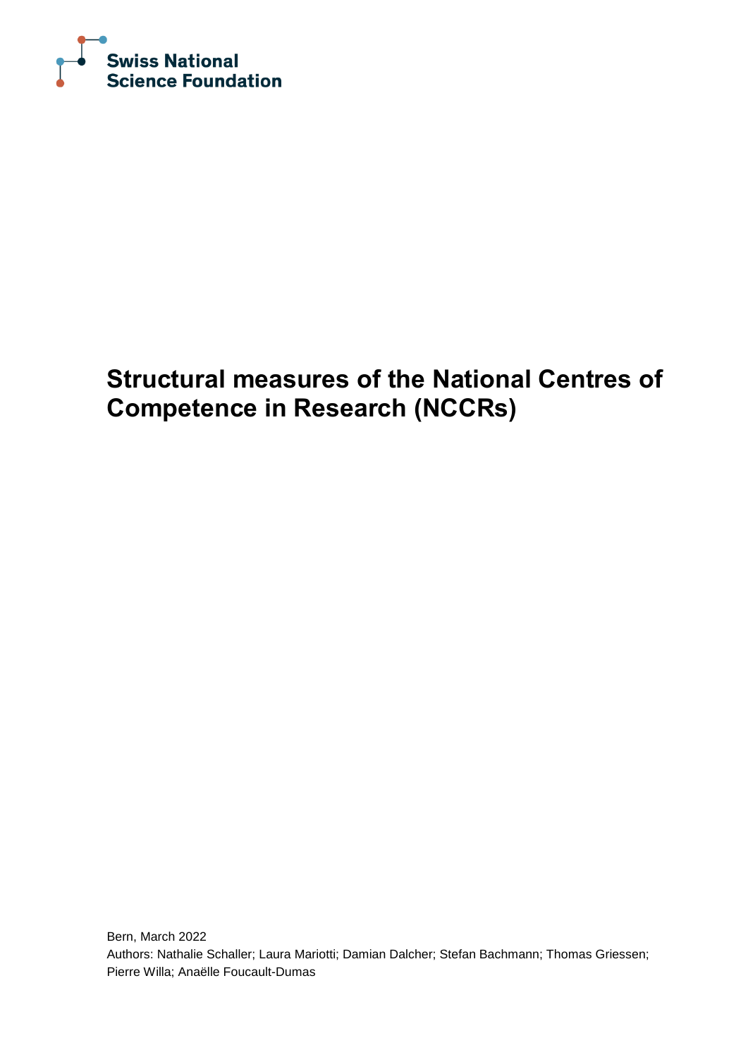Swiss National
Science Foundation

# Structural measures of the National Centres of Competence in Research (NCCRs)

Bern, March 2022
Authors: Nathalie Schaller; Laura Mariotti; Damian Dalcher; Stefan Bachmann; Thomas Griessen; Pierre Willa; Anaëlle Foucault-Dumas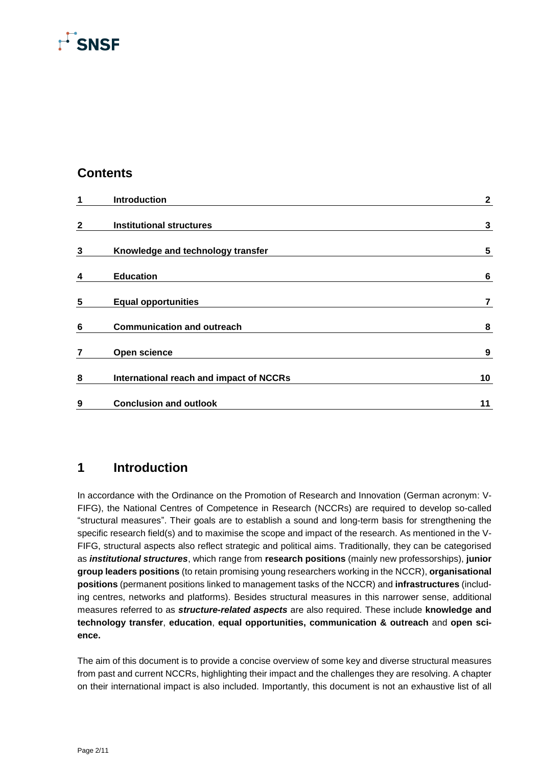## Contents

| | | |
|---|---|---|
| 1 | **Introduction** | 2 |
| 2 | **Institutional structures** | 3 |
| 3 | **Knowledge and technology transfer** | 5 |
| 4 | **Education** | 6 |
| 5 | **Equal opportunities** | 7 |
| 6 | **Communication and outreach** | 8 |
| 7 | **Open science** | 9 |
| 8 | **International reach and impact of NCCRs** | 10 |
| 9 | **Conclusion and outlook** | 11 |

# 1 Introduction

In accordance with the Ordinance on the Promotion of Research and Innovation (German acronym: V-FIFG), the National Centres of Competence in Research (NCCRs) are required to develop so-called "structural measures". Their goals are to establish a sound and long-term basis for strengthening the specific research field(s) and to maximise the scope and impact of the research. As mentioned in the V-FIFG, structural aspects also reflect strategic and political aims. Traditionally, they can be categorised as ***institutional structures***, which range from **research positions** (mainly new professorships), **junior group leaders positions** (to retain promising young researchers working in the NCCR), **organisational positions** (permanent positions linked to management tasks of the NCCR) and **infrastructures** (including centres, networks and platforms). Besides structural measures in this narrower sense, additional measures referred to as ***structure-related aspects*** are also required. These include **knowledge and technology transfer**, **education**, **equal opportunities, communication & outreach** and **open science.**

The aim of this document is to provide a concise overview of some key and diverse structural measures from past and current NCCRs, highlighting their impact and the challenges they are resolving. A chapter on their international impact is also included. Importantly, this document is not an exhaustive list of all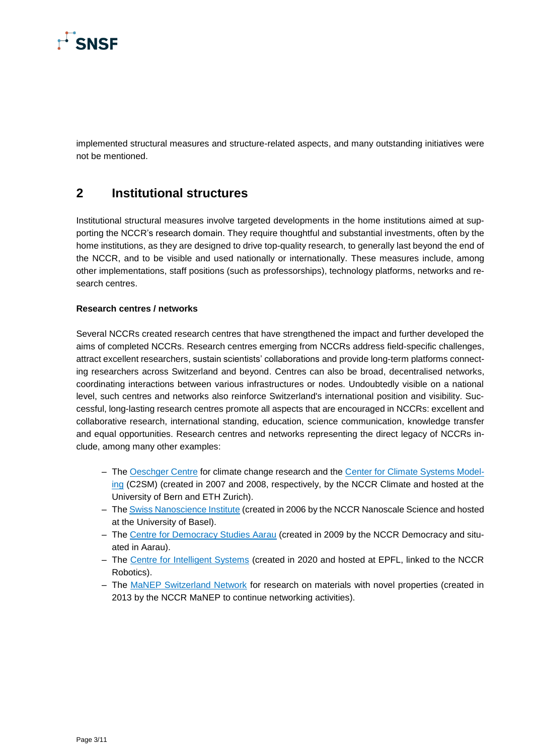implemented structural measures and structure-related aspects, and many outstanding initiatives were not be mentioned.

## 2 Institutional structures

Institutional structural measures involve targeted developments in the home institutions aimed at supporting the NCCR's research domain. They require thoughtful and substantial investments, often by the home institutions, as they are designed to drive top-quality research, to generally last beyond the end of the NCCR, and to be visible and used nationally or internationally. These measures include, among other implementations, staff positions (such as professorships), technology platforms, networks and research centres.

**Research centres / networks**

Several NCCRs created research centres that have strengthened the impact and further developed the aims of completed NCCRs. Research centres emerging from NCCRs address field-specific challenges, attract excellent researchers, sustain scientists' collaborations and provide long-term platforms connecting researchers across Switzerland and beyond. Centres can also be broad, decentralised networks, coordinating interactions between various infrastructures or nodes. Undoubtedly visible on a national level, such centres and networks also reinforce Switzerland's international position and visibility. Successful, long-lasting research centres promote all aspects that are encouraged in NCCRs: excellent and collaborative research, international standing, education, science communication, knowledge transfer and equal opportunities. Research centres and networks representing the direct legacy of NCCRs include, among many other examples:

- The Oeschger Centre for climate change research and the Center for Climate Systems Modeling (C2SM) (created in 2007 and 2008, respectively, by the NCCR Climate and hosted at the University of Bern and ETH Zurich).
- The Swiss Nanoscience Institute (created in 2006 by the NCCR Nanoscale Science and hosted at the University of Basel).
- The Centre for Democracy Studies Aarau (created in 2009 by the NCCR Democracy and situated in Aarau).
- The Centre for Intelligent Systems (created in 2020 and hosted at EPFL, linked to the NCCR Robotics).
- The MaNEP Switzerland Network for research on materials with novel properties (created in 2013 by the NCCR MaNEP to continue networking activities).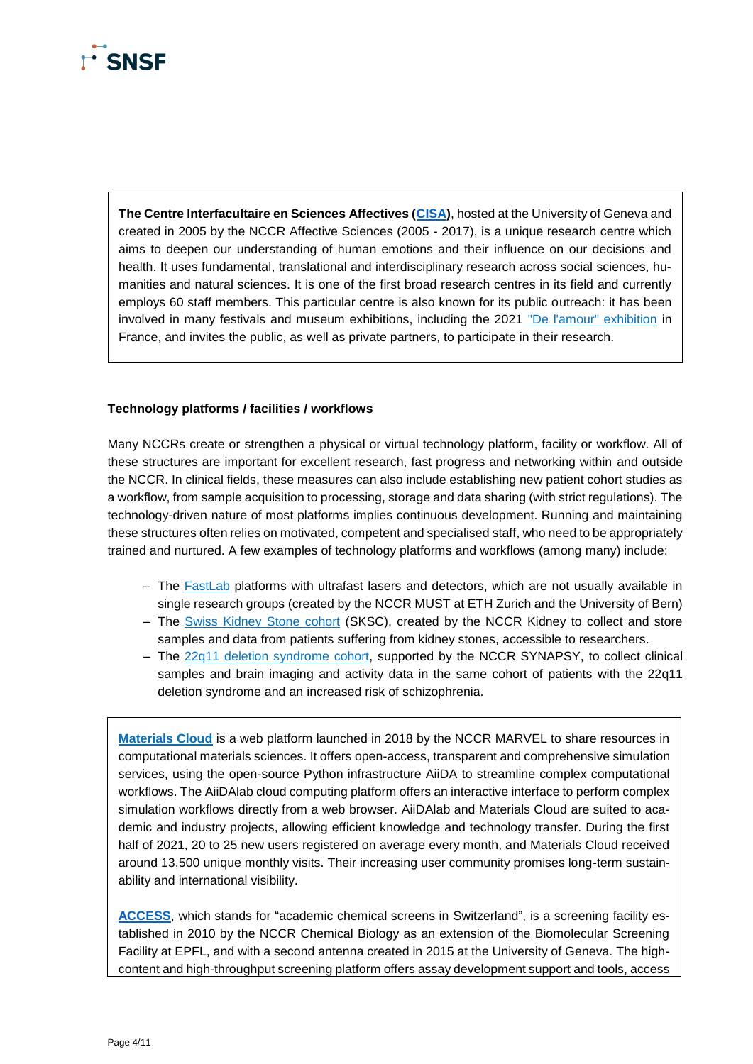**The Centre Interfacultaire en Sciences Affectives (CISA)**, hosted at the University of Geneva and created in 2005 by the NCCR Affective Sciences (2005 - 2017), is a unique research centre which aims to deepen our understanding of human emotions and their influence on our decisions and health. It uses fundamental, translational and interdisciplinary research across social sciences, humanities and natural sciences. It is one of the first broad research centres in its field and currently employs 60 staff members. This particular centre is also known for its public outreach: it has been involved in many festivals and museum exhibitions, including the 2021 "De l'amour" exhibition in France, and invites the public, as well as private partners, to participate in their research.

### Technology platforms / facilities / workflows

Many NCCRs create or strengthen a physical or virtual technology platform, facility or workflow. All of these structures are important for excellent research, fast progress and networking within and outside the NCCR. In clinical fields, these measures can also include establishing new patient cohort studies as a workflow, from sample acquisition to processing, storage and data sharing (with strict regulations). The technology-driven nature of most platforms implies continuous development. Running and maintaining these structures often relies on motivated, competent and specialised staff, who need to be appropriately trained and nurtured. A few examples of technology platforms and workflows (among many) include:

- The FastLab platforms with ultrafast lasers and detectors, which are not usually available in single research groups (created by the NCCR MUST at ETH Zurich and the University of Bern)
- The Swiss Kidney Stone cohort (SKSC), created by the NCCR Kidney to collect and store samples and data from patients suffering from kidney stones, accessible to researchers.
- The 22q11 deletion syndrome cohort, supported by the NCCR SYNAPSY, to collect clinical samples and brain imaging and activity data in the same cohort of patients with the 22q11 deletion syndrome and an increased risk of schizophrenia.

**Materials Cloud** is a web platform launched in 2018 by the NCCR MARVEL to share resources in computational materials sciences. It offers open-access, transparent and comprehensive simulation services, using the open-source Python infrastructure AiiDA to streamline complex computational workflows. The AiiDAlab cloud computing platform offers an interactive interface to perform complex simulation workflows directly from a web browser. AiiDAlab and Materials Cloud are suited to academic and industry projects, allowing efficient knowledge and technology transfer. During the first half of 2021, 20 to 25 new users registered on average every month, and Materials Cloud received around 13,500 unique monthly visits. Their increasing user community promises long-term sustainability and international visibility.

**ACCESS**, which stands for "academic chemical screens in Switzerland", is a screening facility established in 2010 by the NCCR Chemical Biology as an extension of the Biomolecular Screening Facility at EPFL, and with a second antenna created in 2015 at the University of Geneva. The high-content and high-throughput screening platform offers assay development support and tools, access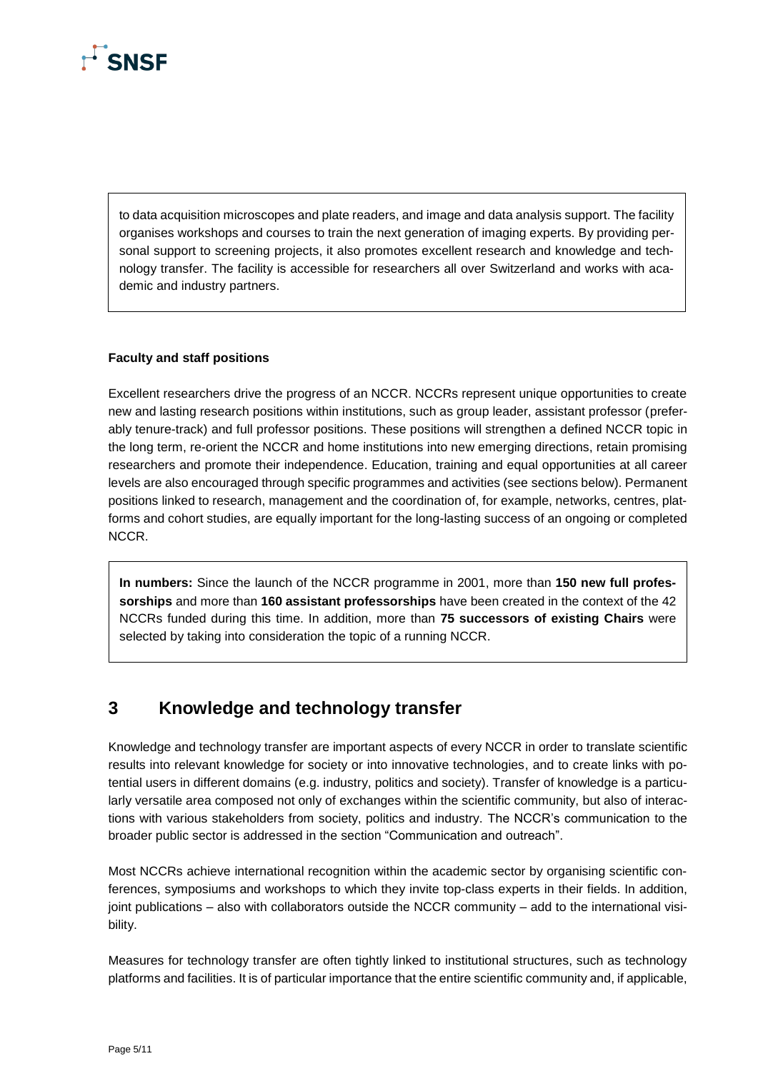to data acquisition microscopes and plate readers, and image and data analysis support. The facility organises workshops and courses to train the next generation of imaging experts. By providing personal support to screening projects, it also promotes excellent research and knowledge and technology transfer. The facility is accessible for researchers all over Switzerland and works with academic and industry partners.

**Faculty and staff positions**

Excellent researchers drive the progress of an NCCR. NCCRs represent unique opportunities to create new and lasting research positions within institutions, such as group leader, assistant professor (preferably tenure-track) and full professor positions. These positions will strengthen a defined NCCR topic in the long term, re-orient the NCCR and home institutions into new emerging directions, retain promising researchers and promote their independence. Education, training and equal opportunities at all career levels are also encouraged through specific programmes and activities (see sections below). Permanent positions linked to research, management and the coordination of, for example, networks, centres, platforms and cohort studies, are equally important for the long-lasting success of an ongoing or completed NCCR.

**In numbers:** Since the launch of the NCCR programme in 2001, more than **150 new full professorships** and more than **160 assistant professorships** have been created in the context of the 42 NCCRs funded during this time. In addition, more than **75 successors of existing Chairs** were selected by taking into consideration the topic of a running NCCR.

## 3 Knowledge and technology transfer

Knowledge and technology transfer are important aspects of every NCCR in order to translate scientific results into relevant knowledge for society or into innovative technologies, and to create links with potential users in different domains (e.g. industry, politics and society). Transfer of knowledge is a particularly versatile area composed not only of exchanges within the scientific community, but also of interactions with various stakeholders from society, politics and industry. The NCCR's communication to the broader public sector is addressed in the section "Communication and outreach".

Most NCCRs achieve international recognition within the academic sector by organising scientific conferences, symposiums and workshops to which they invite top-class experts in their fields. In addition, joint publications – also with collaborators outside the NCCR community – add to the international visibility.

Measures for technology transfer are often tightly linked to institutional structures, such as technology platforms and facilities. It is of particular importance that the entire scientific community and, if applicable,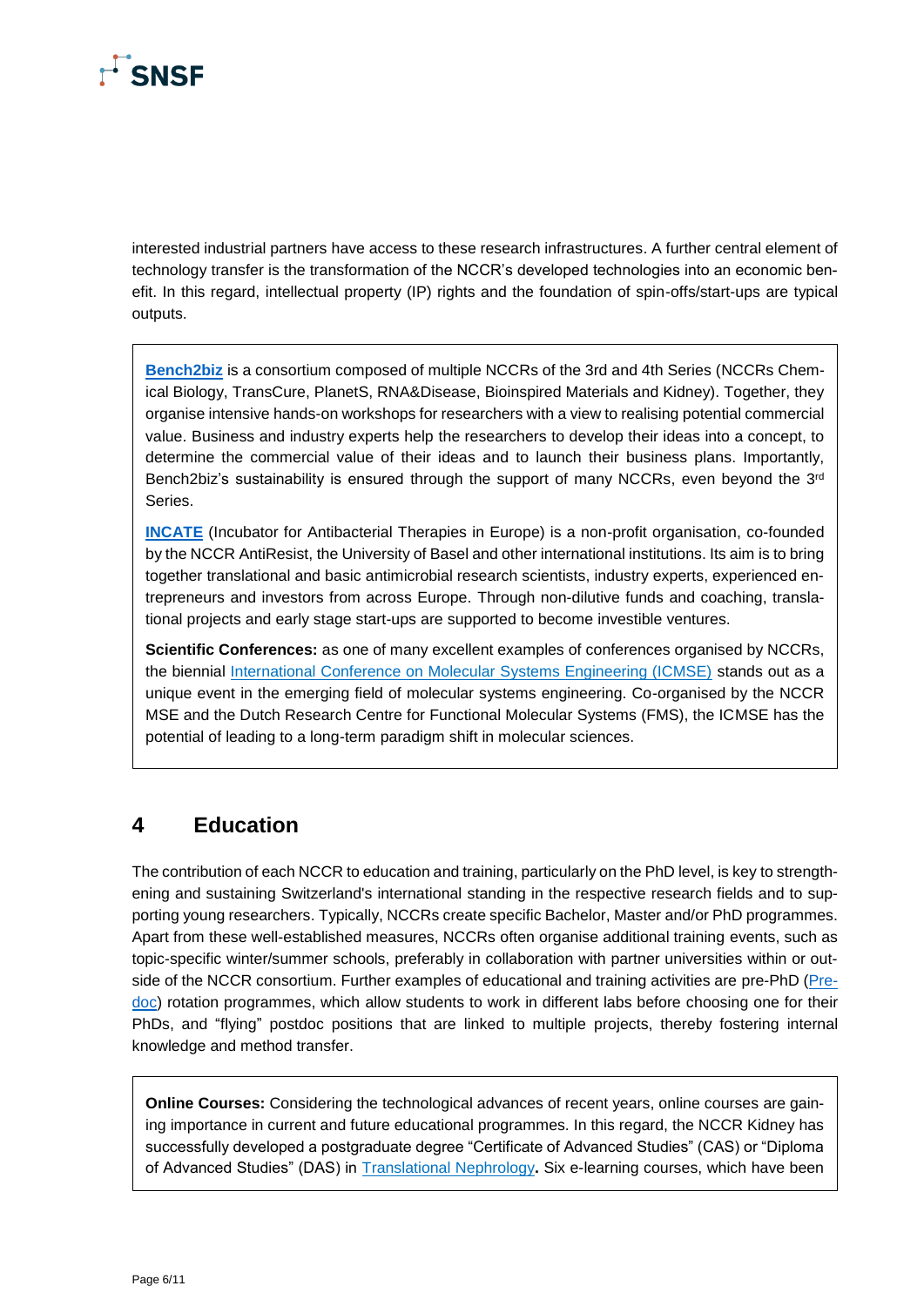interested industrial partners have access to these research infrastructures. A further central element of technology transfer is the transformation of the NCCR's developed technologies into an economic benefit. In this regard, intellectual property (IP) rights and the foundation of spin-offs/start-ups are typical outputs.

**Bench2biz** is a consortium composed of multiple NCCRs of the 3rd and 4th Series (NCCRs Chemical Biology, TransCure, PlanetS, RNA&Disease, Bioinspired Materials and Kidney). Together, they organise intensive hands-on workshops for researchers with a view to realising potential commercial value. Business and industry experts help the researchers to develop their ideas into a concept, to determine the commercial value of their ideas and to launch their business plans. Importantly, Bench2biz's sustainability is ensured through the support of many NCCRs, even beyond the 3rd Series.

**INCATE** (Incubator for Antibacterial Therapies in Europe) is a non-profit organisation, co-founded by the NCCR AntiResist, the University of Basel and other international institutions. Its aim is to bring together translational and basic antimicrobial research scientists, industry experts, experienced entrepreneurs and investors from across Europe. Through non-dilutive funds and coaching, translational projects and early stage start-ups are supported to become investible ventures.

**Scientific Conferences:** as one of many excellent examples of conferences organised by NCCRs, the biennial International Conference on Molecular Systems Engineering (ICMSE) stands out as a unique event in the emerging field of molecular systems engineering. Co-organised by the NCCR MSE and the Dutch Research Centre for Functional Molecular Systems (FMS), the ICMSE has the potential of leading to a long-term paradigm shift in molecular sciences.

# 4 Education

The contribution of each NCCR to education and training, particularly on the PhD level, is key to strengthening and sustaining Switzerland's international standing in the respective research fields and to supporting young researchers. Typically, NCCRs create specific Bachelor, Master and/or PhD programmes. Apart from these well-established measures, NCCRs often organise additional training events, such as topic-specific winter/summer schools, preferably in collaboration with partner universities within or outside of the NCCR consortium. Further examples of educational and training activities are pre-PhD (Pre-doc) rotation programmes, which allow students to work in different labs before choosing one for their PhDs, and "flying" postdoc positions that are linked to multiple projects, thereby fostering internal knowledge and method transfer.

**Online Courses:** Considering the technological advances of recent years, online courses are gaining importance in current and future educational programmes. In this regard, the NCCR Kidney has successfully developed a postgraduate degree "Certificate of Advanced Studies" (CAS) or "Diploma of Advanced Studies" (DAS) in Translational Nephrology**.** Six e-learning courses, which have been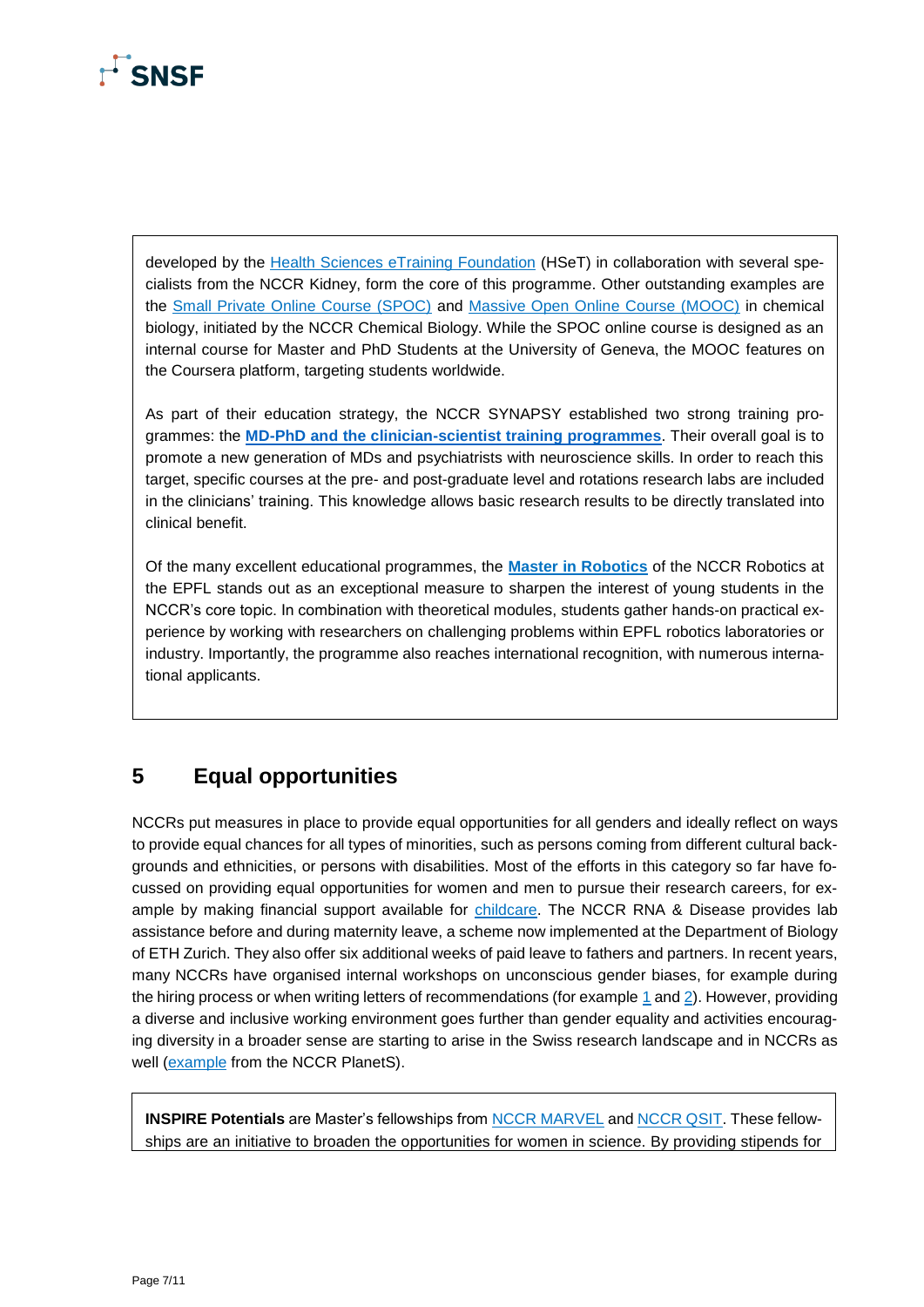developed by the Health Sciences eTraining Foundation (HSeT) in collaboration with several specialists from the NCCR Kidney, form the core of this programme. Other outstanding examples are the Small Private Online Course (SPOC) and Massive Open Online Course (MOOC) in chemical biology, initiated by the NCCR Chemical Biology. While the SPOC online course is designed as an internal course for Master and PhD Students at the University of Geneva, the MOOC features on the Coursera platform, targeting students worldwide.

As part of their education strategy, the NCCR SYNAPSY established two strong training programmes: the **MD-PhD and the clinician-scientist training programmes**. Their overall goal is to promote a new generation of MDs and psychiatrists with neuroscience skills. In order to reach this target, specific courses at the pre- and post-graduate level and rotations research labs are included in the clinicians' training. This knowledge allows basic research results to be directly translated into clinical benefit.

Of the many excellent educational programmes, the **Master in Robotics** of the NCCR Robotics at the EPFL stands out as an exceptional measure to sharpen the interest of young students in the NCCR's core topic. In combination with theoretical modules, students gather hands-on practical experience by working with researchers on challenging problems within EPFL robotics laboratories or industry. Importantly, the programme also reaches international recognition, with numerous international applicants.

## 5 Equal opportunities

NCCRs put measures in place to provide equal opportunities for all genders and ideally reflect on ways to provide equal chances for all types of minorities, such as persons coming from different cultural backgrounds and ethnicities, or persons with disabilities. Most of the efforts in this category so far have focussed on providing equal opportunities for women and men to pursue their research careers, for example by making financial support available for childcare. The NCCR RNA & Disease provides lab assistance before and during maternity leave, a scheme now implemented at the Department of Biology of ETH Zurich. They also offer six additional weeks of paid leave to fathers and partners. In recent years, many NCCRs have organised internal workshops on unconscious gender biases, for example during the hiring process or when writing letters of recommendations (for example 1 and 2). However, providing a diverse and inclusive working environment goes further than gender equality and activities encouraging diversity in a broader sense are starting to arise in the Swiss research landscape and in NCCRs as well (example from the NCCR PlanetS).

**INSPIRE Potentials** are Master's fellowships from NCCR MARVEL and NCCR QSIT. These fellowships are an initiative to broaden the opportunities for women in science. By providing stipends for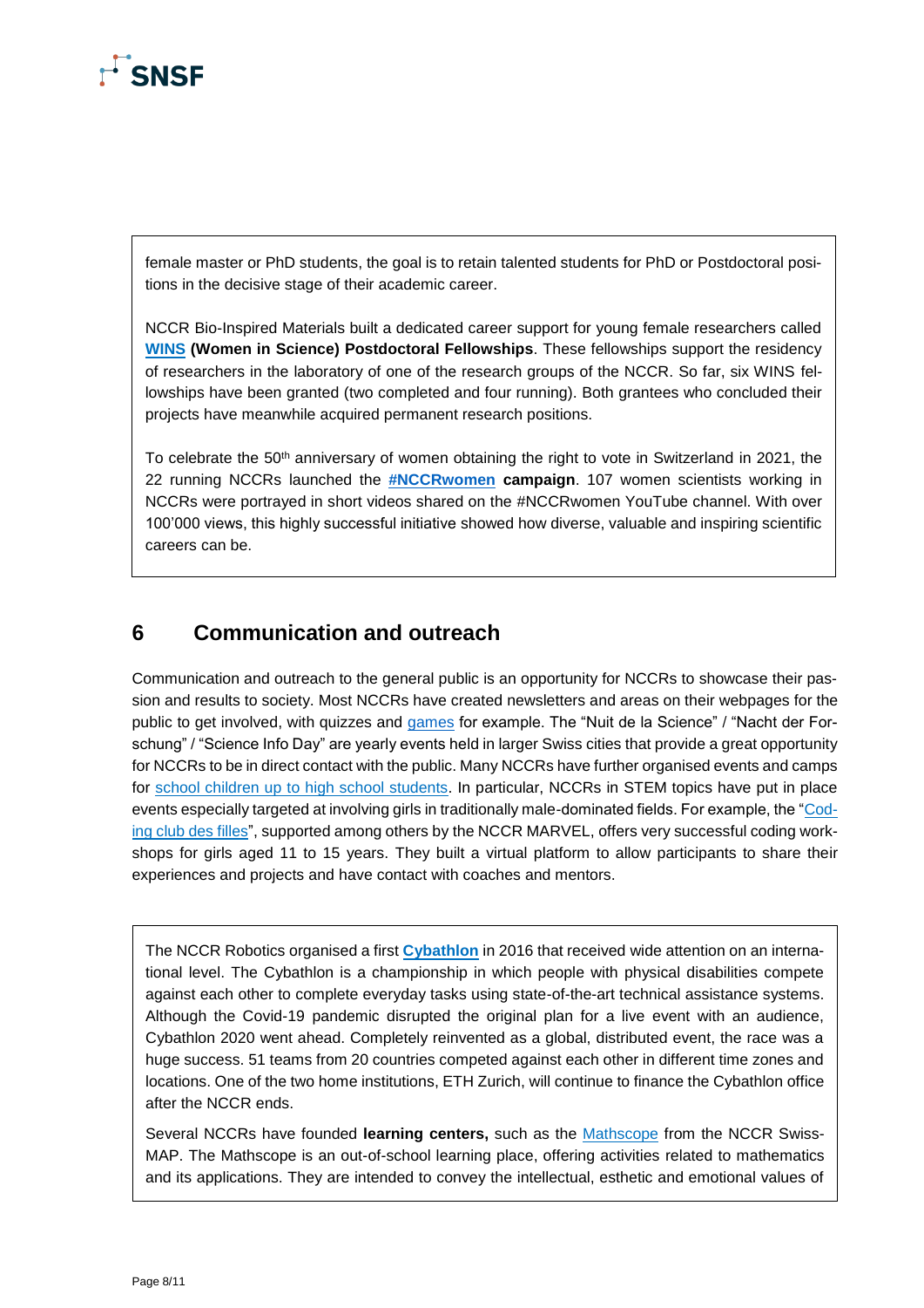female master or PhD students, the goal is to retain talented students for PhD or Postdoctoral positions in the decisive stage of their academic career.

NCCR Bio-Inspired Materials built a dedicated career support for young female researchers called **WINS (Women in Science) Postdoctoral Fellowships**. These fellowships support the residency of researchers in the laboratory of one of the research groups of the NCCR. So far, six WINS fellowships have been granted (two completed and four running). Both grantees who concluded their projects have meanwhile acquired permanent research positions.

To celebrate the 50th anniversary of women obtaining the right to vote in Switzerland in 2021, the 22 running NCCRs launched the **#NCCRwomen campaign**. 107 women scientists working in NCCRs were portrayed in short videos shared on the #NCCRwomen YouTube channel. With over 100'000 views, this highly successful initiative showed how diverse, valuable and inspiring scientific careers can be.

## 6 Communication and outreach

Communication and outreach to the general public is an opportunity for NCCRs to showcase their passion and results to society. Most NCCRs have created newsletters and areas on their webpages for the public to get involved, with quizzes and games for example. The "Nuit de la Science" / "Nacht der Forschung" / "Science Info Day" are yearly events held in larger Swiss cities that provide a great opportunity for NCCRs to be in direct contact with the public. Many NCCRs have further organised events and camps for school children up to high school students. In particular, NCCRs in STEM topics have put in place events especially targeted at involving girls in traditionally male-dominated fields. For example, the "Coding club des filles", supported among others by the NCCR MARVEL, offers very successful coding workshops for girls aged 11 to 15 years. They built a virtual platform to allow participants to share their experiences and projects and have contact with coaches and mentors.

The NCCR Robotics organised a first **Cybathlon** in 2016 that received wide attention on an international level. The Cybathlon is a championship in which people with physical disabilities compete against each other to complete everyday tasks using state-of-the-art technical assistance systems. Although the Covid-19 pandemic disrupted the original plan for a live event with an audience, Cybathlon 2020 went ahead. Completely reinvented as a global, distributed event, the race was a huge success. 51 teams from 20 countries competed against each other in different time zones and locations. One of the two home institutions, ETH Zurich, will continue to finance the Cybathlon office after the NCCR ends.

Several NCCRs have founded **learning centers,** such as the Mathscope from the NCCR SwissMAP. The Mathscope is an out-of-school learning place, offering activities related to mathematics and its applications. They are intended to convey the intellectual, esthetic and emotional values of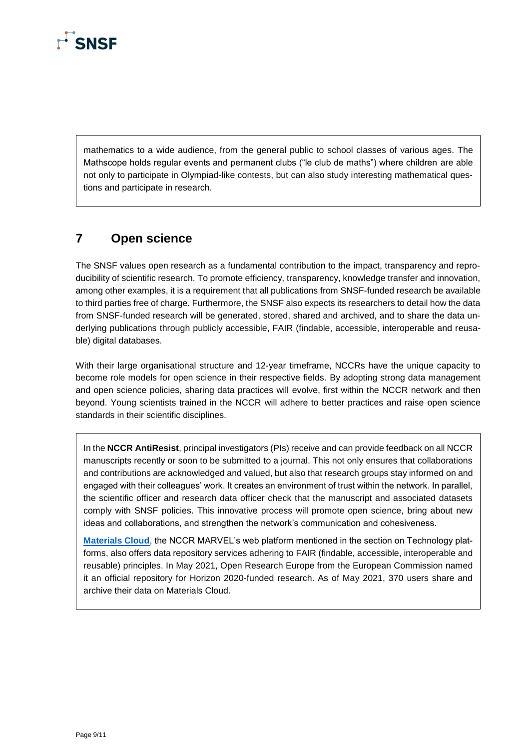mathematics to a wide audience, from the general public to school classes of various ages. The Mathscope holds regular events and permanent clubs ("le club de maths") where children are able not only to participate in Olympiad-like contests, but can also study interesting mathematical questions and participate in research.

## 7 Open science

The SNSF values open research as a fundamental contribution to the impact, transparency and reproducibility of scientific research. To promote efficiency, transparency, knowledge transfer and innovation, among other examples, it is a requirement that all publications from SNSF-funded research be available to third parties free of charge. Furthermore, the SNSF also expects its researchers to detail how the data from SNSF-funded research will be generated, stored, shared and archived, and to share the data underlying publications through publicly accessible, FAIR (findable, accessible, interoperable and reusable) digital databases.

With their large organisational structure and 12-year timeframe, NCCRs have the unique capacity to become role models for open science in their respective fields. By adopting strong data management and open science policies, sharing data practices will evolve, first within the NCCR network and then beyond. Young scientists trained in the NCCR will adhere to better practices and raise open science standards in their scientific disciplines.

In the **NCCR AntiResist**, principal investigators (PIs) receive and can provide feedback on all NCCR manuscripts recently or soon to be submitted to a journal. This not only ensures that collaborations and contributions are acknowledged and valued, but also that research groups stay informed on and engaged with their colleagues' work. It creates an environment of trust within the network. In parallel, the scientific officer and research data officer check that the manuscript and associated datasets comply with SNSF policies. This innovative process will promote open science, bring about new ideas and collaborations, and strengthen the network's communication and cohesiveness.

**Materials Cloud**, the NCCR MARVEL's web platform mentioned in the section on Technology platforms, also offers data repository services adhering to FAIR (findable, accessible, interoperable and reusable) principles. In May 2021, Open Research Europe from the European Commission named it an official repository for Horizon 2020-funded research. As of May 2021, 370 users share and archive their data on Materials Cloud.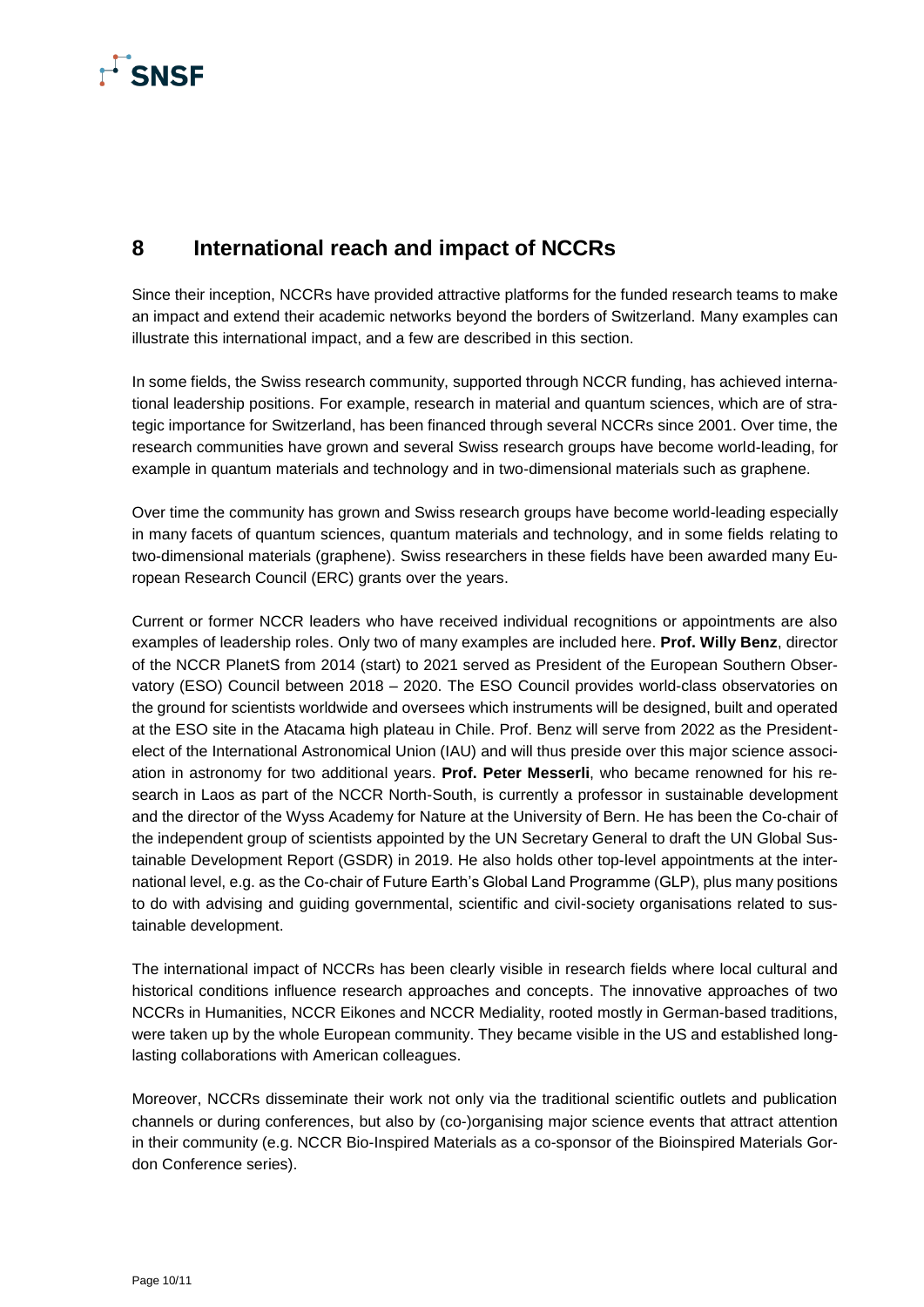## 8 International reach and impact of NCCRs

Since their inception, NCCRs have provided attractive platforms for the funded research teams to make an impact and extend their academic networks beyond the borders of Switzerland. Many examples can illustrate this international impact, and a few are described in this section.

In some fields, the Swiss research community, supported through NCCR funding, has achieved international leadership positions. For example, research in material and quantum sciences, which are of strategic importance for Switzerland, has been financed through several NCCRs since 2001. Over time, the research communities have grown and several Swiss research groups have become world-leading, for example in quantum materials and technology and in two-dimensional materials such as graphene.

Over time the community has grown and Swiss research groups have become world-leading especially in many facets of quantum sciences, quantum materials and technology, and in some fields relating to two-dimensional materials (graphene). Swiss researchers in these fields have been awarded many European Research Council (ERC) grants over the years.

Current or former NCCR leaders who have received individual recognitions or appointments are also examples of leadership roles. Only two of many examples are included here. **Prof. Willy Benz**, director of the NCCR PlanetS from 2014 (start) to 2021 served as President of the European Southern Observatory (ESO) Council between 2018 – 2020. The ESO Council provides world-class observatories on the ground for scientists worldwide and oversees which instruments will be designed, built and operated at the ESO site in the Atacama high plateau in Chile. Prof. Benz will serve from 2022 as the President-elect of the International Astronomical Union (IAU) and will thus preside over this major science association in astronomy for two additional years. **Prof. Peter Messerli**, who became renowned for his research in Laos as part of the NCCR North-South, is currently a professor in sustainable development and the director of the Wyss Academy for Nature at the University of Bern. He has been the Co-chair of the independent group of scientists appointed by the UN Secretary General to draft the UN Global Sustainable Development Report (GSDR) in 2019. He also holds other top-level appointments at the international level, e.g. as the Co-chair of Future Earth's Global Land Programme (GLP), plus many positions to do with advising and guiding governmental, scientific and civil-society organisations related to sustainable development.

The international impact of NCCRs has been clearly visible in research fields where local cultural and historical conditions influence research approaches and concepts. The innovative approaches of two NCCRs in Humanities, NCCR Eikones and NCCR Mediality, rooted mostly in German-based traditions, were taken up by the whole European community. They became visible in the US and established long-lasting collaborations with American colleagues.

Moreover, NCCRs disseminate their work not only via the traditional scientific outlets and publication channels or during conferences, but also by (co-)organising major science events that attract attention in their community (e.g. NCCR Bio-Inspired Materials as a co-sponsor of the Bioinspired Materials Gordon Conference series).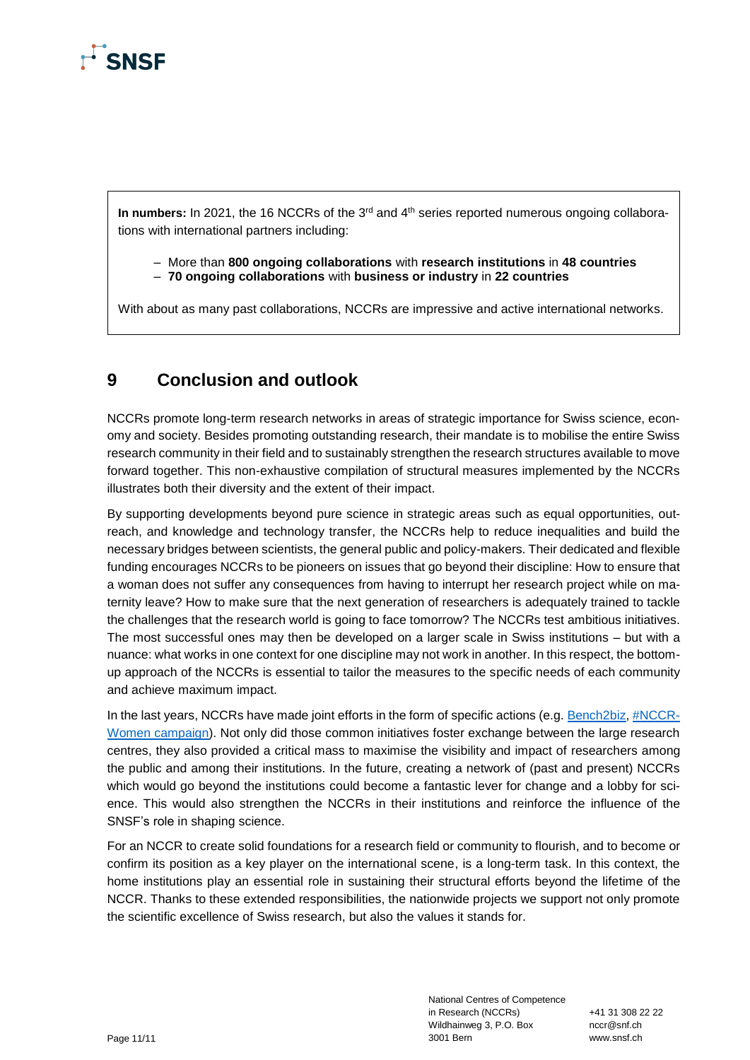**In numbers:** In 2021, the 16 NCCRs of the 3rd and 4th series reported numerous ongoing collaborations with international partners including:

- More than **800 ongoing collaborations** with **research institutions** in **48 countries**
- **70 ongoing collaborations** with **business or industry** in **22 countries**

With about as many past collaborations, NCCRs are impressive and active international networks.

# 9 Conclusion and outlook

NCCRs promote long-term research networks in areas of strategic importance for Swiss science, economy and society. Besides promoting outstanding research, their mandate is to mobilise the entire Swiss research community in their field and to sustainably strengthen the research structures available to move forward together. This non-exhaustive compilation of structural measures implemented by the NCCRs illustrates both their diversity and the extent of their impact.

By supporting developments beyond pure science in strategic areas such as equal opportunities, outreach, and knowledge and technology transfer, the NCCRs help to reduce inequalities and build the necessary bridges between scientists, the general public and policy-makers. Their dedicated and flexible funding encourages NCCRs to be pioneers on issues that go beyond their discipline: How to ensure that a woman does not suffer any consequences from having to interrupt her research project while on maternity leave? How to make sure that the next generation of researchers is adequately trained to tackle the challenges that the research world is going to face tomorrow? The NCCRs test ambitious initiatives. The most successful ones may then be developed on a larger scale in Swiss institutions – but with a nuance: what works in one context for one discipline may not work in another. In this respect, the bottom-up approach of the NCCRs is essential to tailor the measures to the specific needs of each community and achieve maximum impact.

In the last years, NCCRs have made joint efforts in the form of specific actions (e.g. Bench2biz, #NCCR-Women campaign). Not only did those common initiatives foster exchange between the large research centres, they also provided a critical mass to maximise the visibility and impact of researchers among the public and among their institutions. In the future, creating a network of (past and present) NCCRs which would go beyond the institutions could become a fantastic lever for change and a lobby for science. This would also strengthen the NCCRs in their institutions and reinforce the influence of the SNSF's role in shaping science.

For an NCCR to create solid foundations for a research field or community to flourish, and to become or confirm its position as a key player on the international scene, is a long-term task. In this context, the home institutions play an essential role in sustaining their structural efforts beyond the lifetime of the NCCR. Thanks to these extended responsibilities, the nationwide projects we support not only promote the scientific excellence of Swiss research, but also the values it stands for.